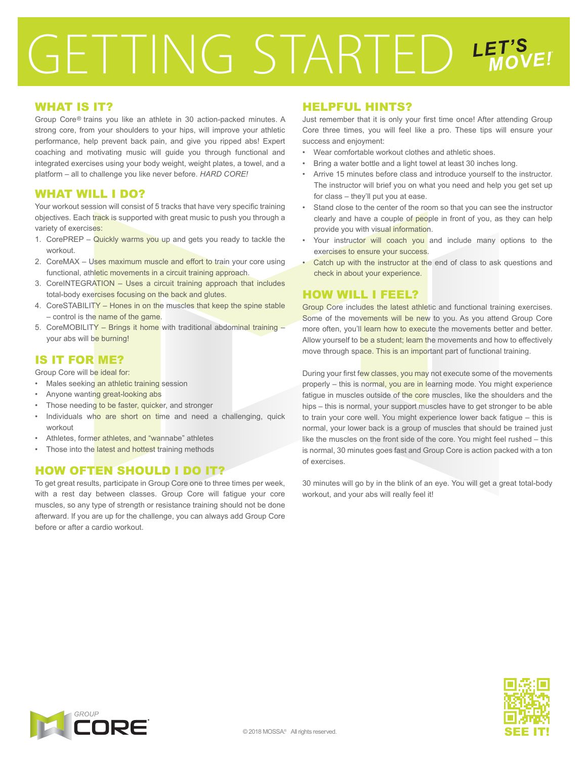# GETTING STARTED

*LET'S MOVE!*

## WHAT IS IT?

Group Core® trains you like an athlete in 30 action-packed minutes. A strong core, from your shoulders to your hips, will improve your athletic performance, help prevent back pain, and give you ripped abs! Expert coaching and motivating music will guide you through functional and integrated exercises using your body weight, weight plates, a towel, and a platform – all to challenge you like never before. *HARD CORE!*

## WHAT WILL I DO?

Your workout session will consist of 5 tracks that have very specific training objectives. Each track is supported with great music to push you through a variety of exercises:

1. CorePREP – Quickly warms you up and gets you ready to tackle the workout.
2. CoreMAX – Uses maximum muscle and effort to train your core using functional, athletic movements in a circuit training approach.
3. CoreINTEGRATION – Uses a circuit training approach that includes total-body exercises focusing on the back and glutes.
4. CoreSTABILITY – Hones in on the muscles that keep the spine stable – control is the name of the game.
5. CoreMOBILITY – Brings it home with traditional abdominal training – your abs will be burning!

## IS IT FOR ME?

Group Core will be ideal for:

- Males seeking an athletic training session
- Anyone wanting great-looking abs
- Those needing to be faster, quicker, and stronger
- Individuals who are short on time and need a challenging, quick workout
- Athletes, former athletes, and "wannabe" athletes
- Those into the latest and hottest training methods

## HOW OFTEN SHOULD I DO IT?

To get great results, participate in Group Core one to three times per week, with a rest day between classes. Group Core will fatigue your core muscles, so any type of strength or resistance training should not be done afterward. If you are up for the challenge, you can always add Group Core before or after a cardio workout.

## HELPFUL HINTS?

Just remember that it is only your first time once! After attending Group Core three times, you will feel like a pro. These tips will ensure your success and enjoyment:

- Wear comfortable workout clothes and athletic shoes.
- Bring a water bottle and a light towel at least 30 inches long.
- Arrive 15 minutes before class and introduce yourself to the instructor. The instructor will brief you on what you need and help you get set up for class – they'll put you at ease.
- Stand close to the center of the room so that you can see the instructor clearly and have a couple of people in front of you, as they can help provide you with visual information.
- Your instructor will coach you and include many options to the exercises to ensure your success.
- Catch up with the instructor at the end of class to ask questions and check in about your experience.

## HOW WILL I FEEL?

Group Core includes the latest athletic and functional training exercises. Some of the movements will be new to you. As you attend Group Core more often, you'll learn how to execute the movements better and better. Allow yourself to be a student; learn the movements and how to effectively move through space. This is an important part of functional training.

During your first few classes, you may not execute some of the movements properly – this is normal, you are in learning mode. You might experience fatigue in muscles outside of the core muscles, like the shoulders and the hips – this is normal, your support muscles have to get stronger to be able to train your core well. You might experience lower back fatigue – this is normal, your lower back is a group of muscles that should be trained just like the muscles on the front side of the core. You might feel rushed – this is normal, 30 minutes goes fast and Group Core is action packed with a ton of exercises.

30 minutes will go by in the blink of an eye. You will get a great total-body workout, and your abs will really feel it!

GROUP CORE

© 2018 MOSSA® All rights reserved.

SEE IT!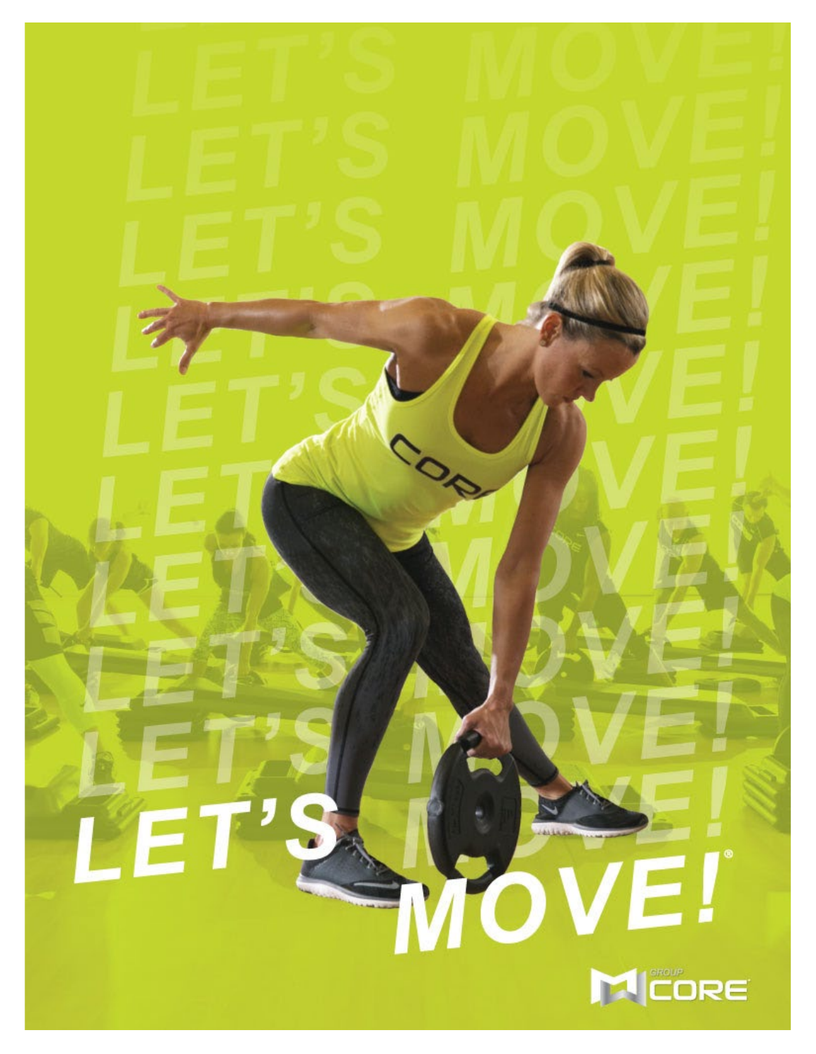LET'S MOVE!®

GROUP CORE